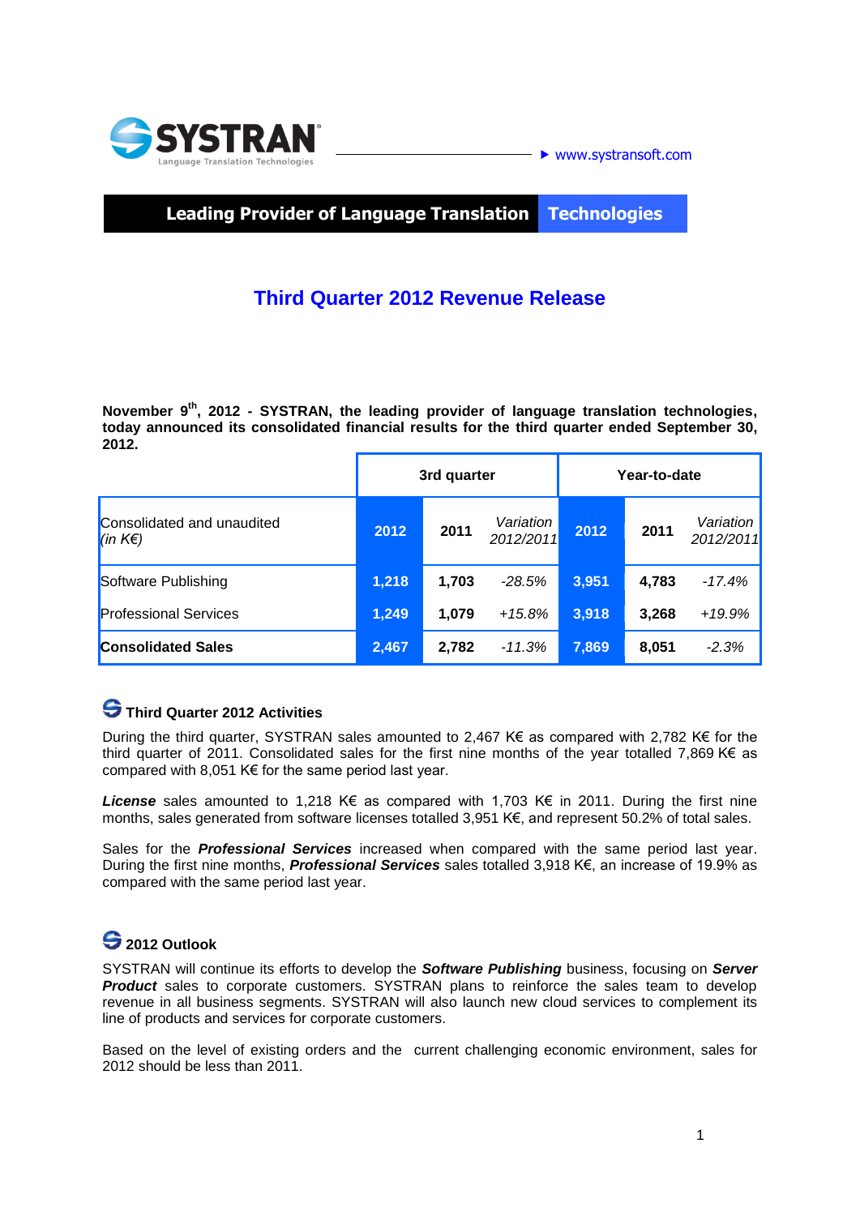SYSTRAN
Language Translation Technologies

www.systransoft.com

**Leading Provider of Language Translation Technologies**

# Third Quarter 2012 Revenue Release

**November 9th, 2012 - SYSTRAN, the leading provider of language translation technologies, today announced its consolidated financial results for the third quarter ended September 30, 2012.**

| | 3rd quarter | | | Year-to-date | | |
|---|---|---|---|---|---|---|
| Consolidated and unaudited *(in K€)* | **2012** | **2011** | *Variation 2012/2011* | **2012** | **2011** | *Variation 2012/2011* |
| Software Publishing | **1,218** | **1,703** | *-28.5%* | **3,951** | **4,783** | *-17.4%* |
| Professional Services | **1,249** | **1,079** | *+15.8%* | **3,918** | **3,268** | *+19.9%* |
| **Consolidated Sales** | **2,467** | **2,782** | *-11.3%* | **7,869** | **8,051** | *-2.3%* |

## Third Quarter 2012 Activities

During the third quarter, SYSTRAN sales amounted to 2,467 K€ as compared with 2,782 K€ for the third quarter of 2011. Consolidated sales for the first nine months of the year totalled 7,869 K€ as compared with 8,051 K€ for the same period last year.

***License*** sales amounted to 1,218 K€ as compared with 1,703 K€ in 2011. During the first nine months, sales generated from software licenses totalled 3,951 K€, and represent 50.2% of total sales.

Sales for the ***Professional Services*** increased when compared with the same period last year. During the first nine months, ***Professional Services*** sales totalled 3,918 K€, an increase of 19.9% as compared with the same period last year.

## 2012 Outlook

SYSTRAN will continue its efforts to develop the ***Software Publishing*** business, focusing on ***Server Product*** sales to corporate customers. SYSTRAN plans to reinforce the sales team to develop revenue in all business segments. SYSTRAN will also launch new cloud services to complement its line of products and services for corporate customers.

Based on the level of existing orders and the current challenging economic environment, sales for 2012 should be less than 2011.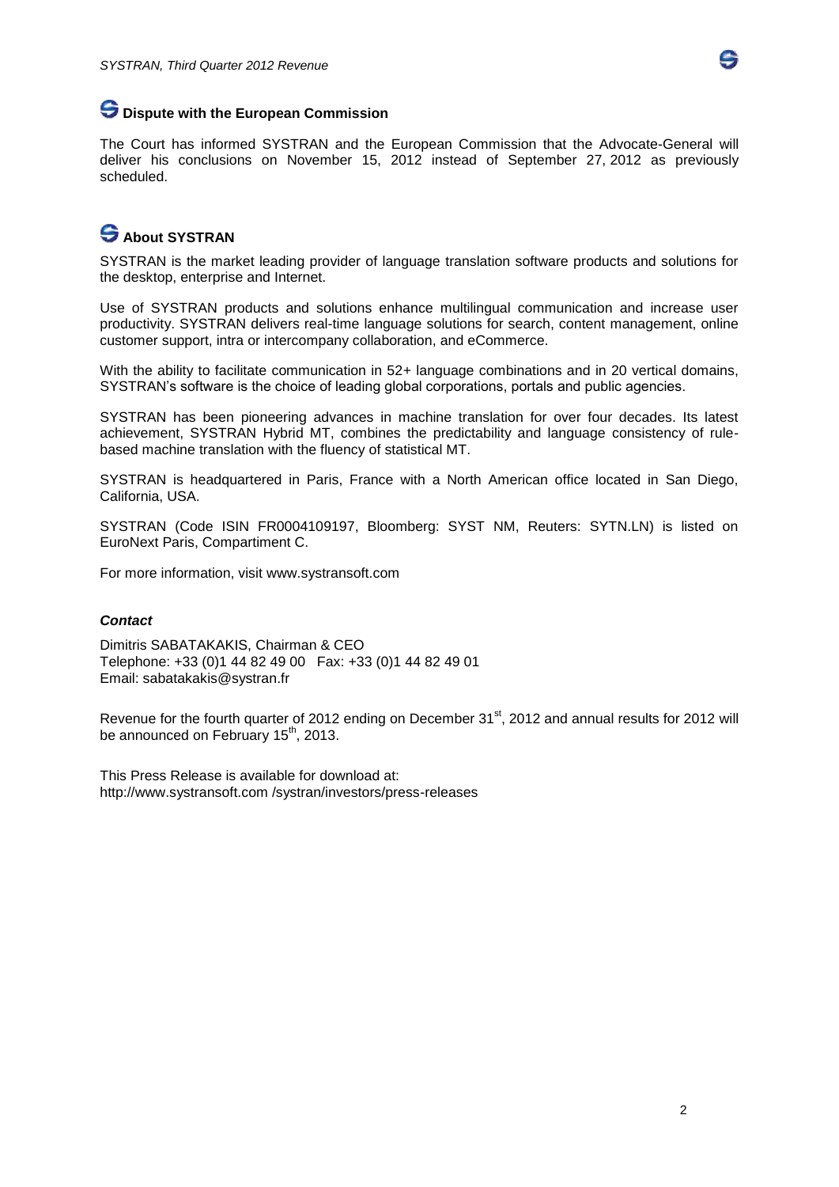## Dispute with the European Commission

The Court has informed SYSTRAN and the European Commission that the Advocate-General will deliver his conclusions on November 15, 2012 instead of September 27, 2012 as previously scheduled.

## About SYSTRAN

SYSTRAN is the market leading provider of language translation software products and solutions for the desktop, enterprise and Internet.

Use of SYSTRAN products and solutions enhance multilingual communication and increase user productivity. SYSTRAN delivers real-time language solutions for search, content management, online customer support, intra or intercompany collaboration, and eCommerce.

With the ability to facilitate communication in 52+ language combinations and in 20 vertical domains, SYSTRAN's software is the choice of leading global corporations, portals and public agencies.

SYSTRAN has been pioneering advances in machine translation for over four decades. Its latest achievement, SYSTRAN Hybrid MT, combines the predictability and language consistency of rule-based machine translation with the fluency of statistical MT.

SYSTRAN is headquartered in Paris, France with a North American office located in San Diego, California, USA.

SYSTRAN (Code ISIN FR0004109197, Bloomberg: SYST NM, Reuters: SYTN.LN) is listed on EuroNext Paris, Compartiment C.

For more information, visit www.systransoft.com

***Contact***

Dimitris SABATAKAKIS, Chairman & CEO
Telephone: +33 (0)1 44 82 49 00 Fax: +33 (0)1 44 82 49 01
Email: sabatakakis@systran.fr

Revenue for the fourth quarter of 2012 ending on December 31st, 2012 and annual results for 2012 will be announced on February 15th, 2013.

This Press Release is available for download at:
http://www.systransoft.com /systran/investors/press-releases